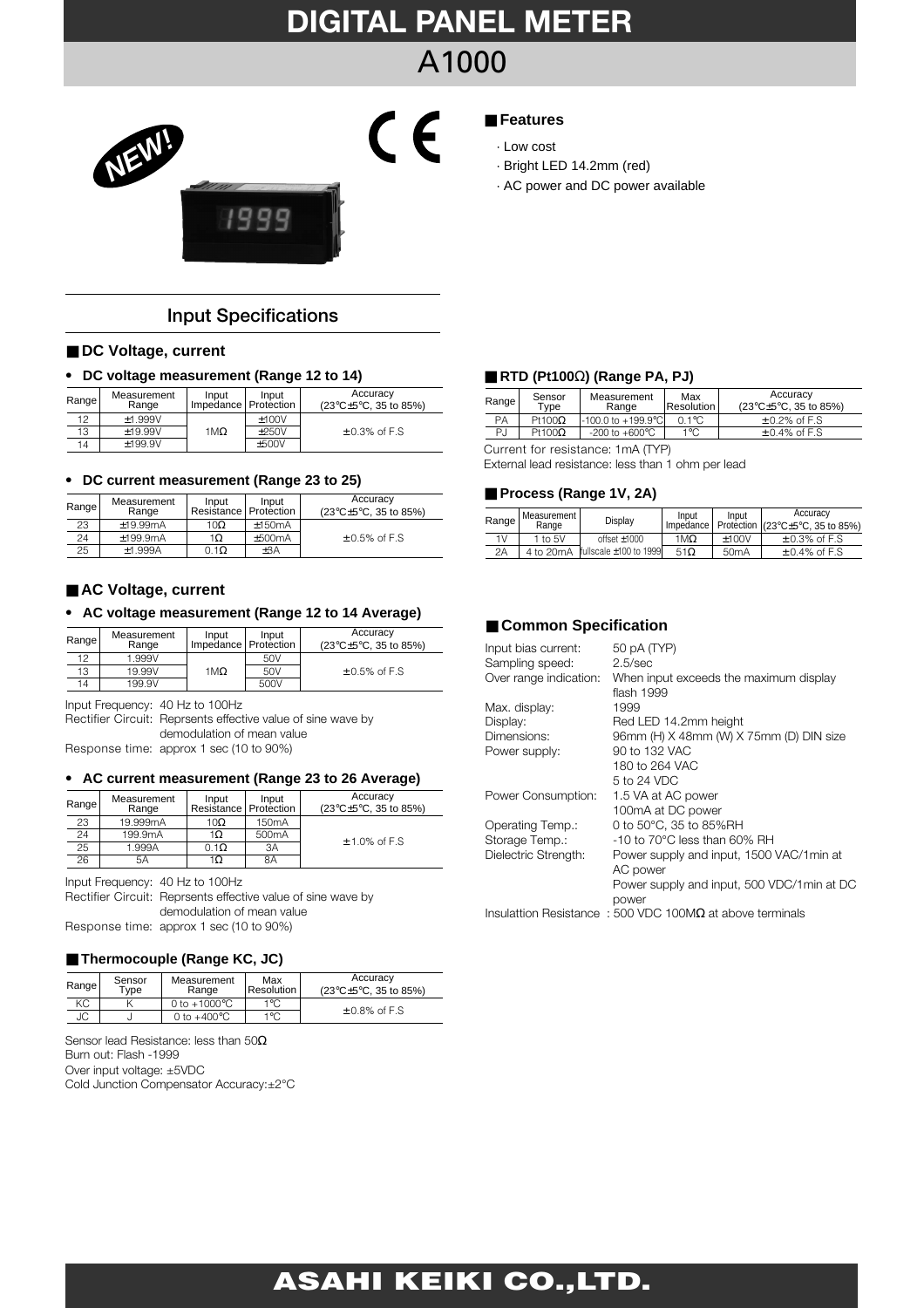# DIGITAL PANEL METER

# A1000

NEW!

## Features

- · Low cost
- · Bright LED 14.2mm (red)
- · AC power and DC power available

## Input Specifications

### DC Voltage, current

- **DC voltage measurement (Range 12 to 14)**

| Range | Measurement Range | Input Impedance | Input Protection | Accuracy (23℃±5℃, 35 to 85%) |
|---|---|---|---|---|
| 12 | ±1.999V | 1MΩ | ±100V | ±0.3% of F.S |
| 13 | ±19.99V | | ±250V | |
| 14 | ±199.9V | | ±500V | |

- **DC current measurement (Range 23 to 25)**

| Range | Measurement Range | Input Resistance | Input Protection | Accuracy (23℃±5℃, 35 to 85%) |
|---|---|---|---|---|
| 23 | ±19.99mA | 10Ω | ±150mA | ±0.5% of F.S |
| 24 | ±199.9mA | 1Ω | ±500mA | |
| 25 | ±1.999A | 0.1Ω | ±3A | |

### AC Voltage, current

- **AC voltage measurement (Range 12 to 14 Average)**

| Range | Measurement Range | Input Impedance | Input Protection | Accuracy (23℃±5℃, 35 to 85%) |
|---|---|---|---|---|
| 12 | 1.999V | 1MΩ | 50V | ±0.5% of F.S |
| 13 | 19.99V | | 50V | |
| 14 | 199.9V | | 500V | |

Input Frequency: 40 Hz to 100Hz
Rectifier Circuit: Reprsents effective value of sine wave by demodulation of mean value
Response time: approx 1 sec (10 to 90%)

- **AC current measurement (Range 23 to 26 Average)**

| Range | Measurement Range | Input Resistance | Input Protection | Accuracy (23℃±5℃, 35 to 85%) |
|---|---|---|---|---|
| 23 | 19.999mA | 10Ω | 150mA | ±1.0% of F.S |
| 24 | 199.9mA | 1Ω | 500mA | |
| 25 | 1.999A | 0.1Ω | 3A | |
| 26 | 5A | 1Ω | 8A | |

Input Frequency: 40 Hz to 100Hz
Rectifier Circuit: Reprsents effective value of sine wave by demodulation of mean value
Response time: approx 1 sec (10 to 90%)

### Thermocouple (Range KC, JC)

| Range | Sensor Type | Measurement Range | Max Resolution | Accuracy (23℃±5℃, 35 to 85%) |
|---|---|---|---|---|
| KC | K | 0 to +1000℃ | 1℃ | ±0.8% of F.S |
| JC | J | 0 to +400℃ | 1℃ | |

Sensor lead Resistance: less than 50Ω
Burn out: Flash -1999
Over input voltage: ±5VDC
Cold Junction Compensator Accuracy:±2°C

### RTD (Pt100Ω) (Range PA, PJ)

| Range | Sensor Type | Measurement Range | Max Resolution | Accuracy (23℃±5℃, 35 to 85%) |
|---|---|---|---|---|
| PA | Pt100Ω | -100.0 to +199.9℃ | 0.1℃ | ±0.2% of F.S |
| PJ | Pt100Ω | -200 to +600℃ | 1℃ | ±0.4% of F.S |

Current for resistance: 1mA (TYP)
External lead resistance: less than 1 ohm per lead

### Process (Range 1V, 2A)

| Range | Measurement Range | Display | Input Impedance | Input Protection | Accuracy (23℃±5℃, 35 to 85%) |
|---|---|---|---|---|---|
| 1V | 1 to 5V | offset ±1000 | 1MΩ | ±100V | ±0.3% of F.S |
| 2A | 4 to 20mA | fullscale ±100 to 1999 | 51Ω | 50mA | ±0.4% of F.S |

### Common Specification

| | |
|---|---|
| Input bias current: | 50 pA (TYP) |
| Sampling speed: | 2.5/sec |
| Over range indication: | When input exceeds the maximum display flash 1999 |
| Max. display: | 1999 |
| Display: | Red LED 14.2mm height |
| Dimensions: | 96mm (H) X 48mm (W) X 75mm (D) DIN size |
| Power supply: | 90 to 132 VAC<br>180 to 264 VAC<br>5 to 24 VDC |
| Power Consumption: | 1.5 VA at AC power<br>100mA at DC power |
| Operating Temp.: | 0 to 50°C, 35 to 85%RH |
| Storage Temp.: | -10 to 70°C less than 60% RH |
| Dielectric Strength: | Power supply and input, 1500 VAC/1min at AC power<br>Power supply and input, 500 VDC/1min at DC power |

Insulattion Resistance : 500 VDC 100MΩ at above terminals

**ASAHI KEIKI CO.,LTD.**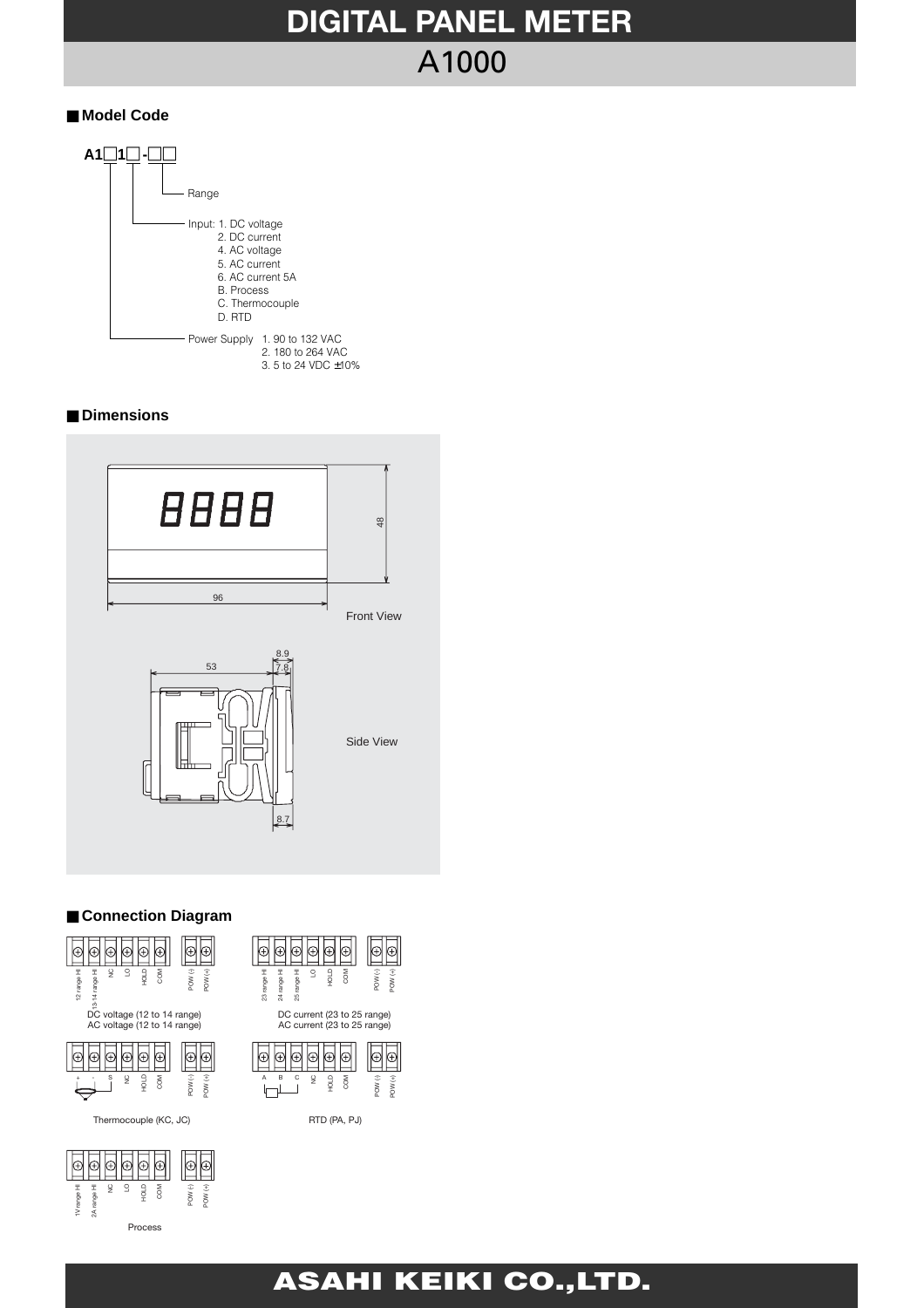# DIGITAL PANEL METER

## A1000

### Model Code

**A1□1□-□□**

- Range
- Input:
  1. DC voltage
  2. DC current
  4. AC voltage
  5. AC current
  6. AC current 5A
  - B. Process
  - C. Thermocouple
  - D. RTD
- Power Supply
  1. 90 to 132 VAC
  2. 180 to 264 VAC
  3. 5 to 24 VDC ±10%

### Dimensions

Front View: 96 × 48

Side View: 53, 8.9, 7.8, 8.7

### Connection Diagram

DC voltage (12 to 14 range)
AC voltage (12 to 14 range)

Terminals: 12 range HI, 13-14 range HI, NC, LO, HOLD, COM, POW (-), POW (+)

DC current (23 to 25 range)
AC current (23 to 25 range)

Terminals: 23 range HI, 24 range HI, 25 range HI, LO, HOLD, COM, POW (-), POW (+)

Thermocouple (KC, JC)

Terminals: +, -, S, NC, HOLD, COM, POW (-), POW (+)

RTD (PA, PJ)

Terminals: A, B, C, NC, HOLD, COM, POW (-), POW (+)

Process

Terminals: 1V range HI, 2A range HI, NC, LO, HOLD, COM, POW (-), POW (+)

**ASAHI KEIKI CO.,LTD.**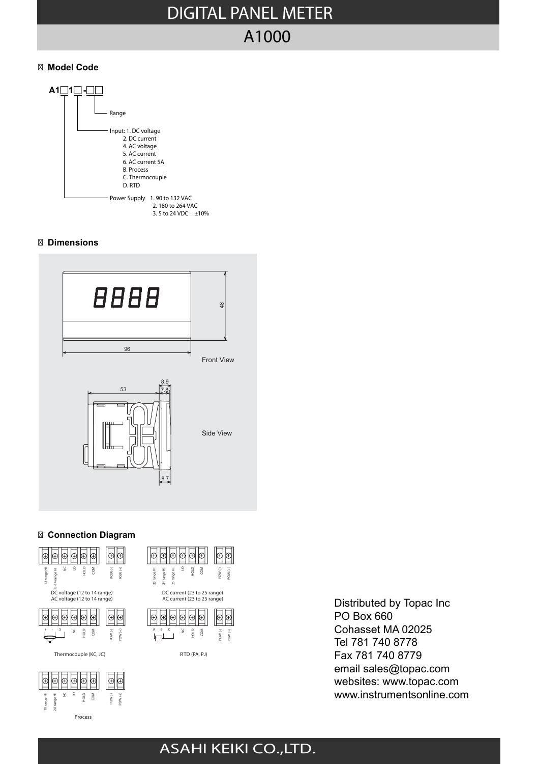# DIGITAL PANEL METER

## A1000

### ■ Model Code

A1□1□-□□

- Range
- Input: 1. DC voltage
  - 2. DC current
  - 4. AC voltage
  - 5. AC current
  - 6. AC current 5A
  - B. Process
  - C. Thermocouple
  - D. RTD
- Power Supply
  - 1. 90 to 132 VAC
  - 2. 180 to 264 VAC
  - 3. 5 to 24 VDC ±10%

### ■ Dimensions

8888

48

96

Front View

53

8.9

7.8

8.7

Side View

### ■ Connection Diagram

12 range HI
13-14 range HI
NC
LO
HOLD
COM
POW (-)
POW (+)

DC voltage (12 to 14 range)
AC voltage (12 to 14 range)

23 range HI
24 range HI
25 range HI
LO
HOLD
COM
POW (-)
POW (+)

DC current (23 to 25 range)
AC current (23 to 25 range)

+
-
S
NC
HOLD
COM
POW (-)
POW (+)

Thermocouple (KC, JC)

A
B
C
NC
HOLD
COM
POW (-)
POW (+)

RTD (PA, PJ)

1V range HI
2A range HI
NC
LO
HOLD
COM
POW (-)
POW (+)

Process

Distributed by Topac Inc
PO Box 660
Cohasset MA 02025
Tel 781 740 8778
Fax 781 740 8779
email sales@topac.com
websites: www.topac.com
www.instrumentsonline.com

ASAHI KEIKI CO.,LTD.